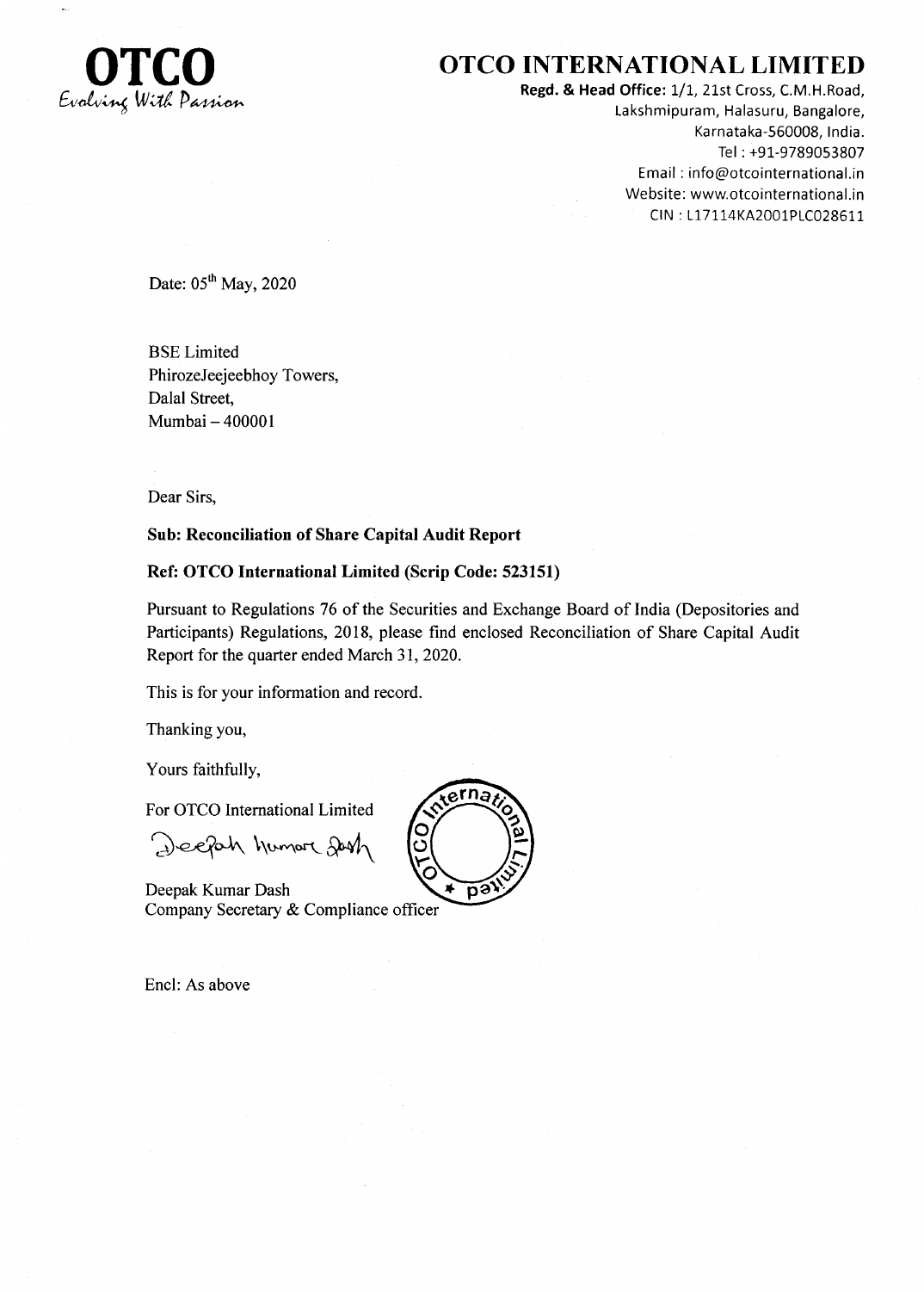**OTCO**
*Evolving With Passion*

# OTCO INTERNATIONAL LIMITED

**Regd. & Head Office:** 1/1, 21st Cross, C.M.H.Road,
Lakshmipuram, Halasuru, Bangalore,
Karnataka-560008, India.
Tel : +91-9789053807
Email : info@otcointernational.in
Website: www.otcointernational.in
CIN : L17114KA2001PLC028611

Date: 05th May, 2020

BSE Limited
PhirozeJeejeebhoy Towers,
Dalal Street,
Mumbai – 400001

Dear Sirs,

**Sub: Reconciliation of Share Capital Audit Report**

**Ref: OTCO International Limited (Scrip Code: 523151)**

Pursuant to Regulations 76 of the Securities and Exchange Board of India (Depositories and Participants) Regulations, 2018, please find enclosed Reconciliation of Share Capital Audit Report for the quarter ended March 31, 2020.

This is for your information and record.

Thanking you,

Yours faithfully,

For OTCO International Limited

Deepak Kumar Dash
Company Secretary & Compliance officer

Encl: As above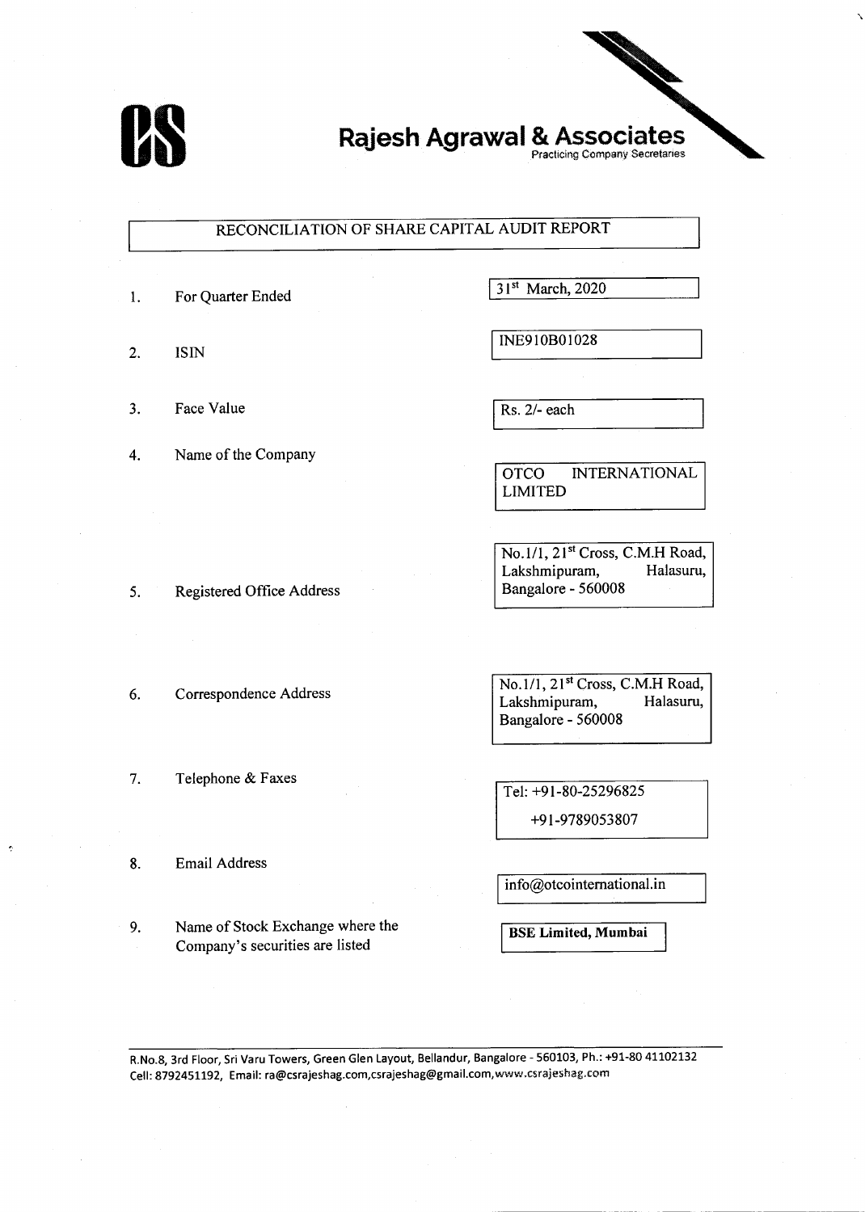**Rajesh Agrawal & Associates**
Practicing Company Secretaries

## RECONCILIATION OF SHARE CAPITAL AUDIT REPORT

| | | |
|---|---|---|
| 1. | For Quarter Ended | 31st March, 2020 |
| 2. | ISIN | INE910B01028 |
| 3. | Face Value | Rs. 2/- each |
| 4. | Name of the Company | OTCO INTERNATIONAL LIMITED |
| 5. | Registered Office Address | No.1/1, 21st Cross, C.M.H Road, Lakshmipuram, Halasuru, Bangalore - 560008 |
| 6. | Correspondence Address | No.1/1, 21st Cross, C.M.H Road, Lakshmipuram, Halasuru, Bangalore - 560008 |
| 7. | Telephone & Faxes | Tel: +91-80-25296825<br>+91-9789053807 |
| 8. | Email Address | info@otcointernational.in |
| 9. | Name of Stock Exchange where the Company's securities are listed | **BSE Limited, Mumbai** |

R.No.8, 3rd Floor, Sri Varu Towers, Green Glen Layout, Bellandur, Bangalore - 560103, Ph.: +91-80 41102132
Cell: 8792451192, Email: ra@csrajeshag.com,csrajeshag@gmail.com,www.csrajeshag.com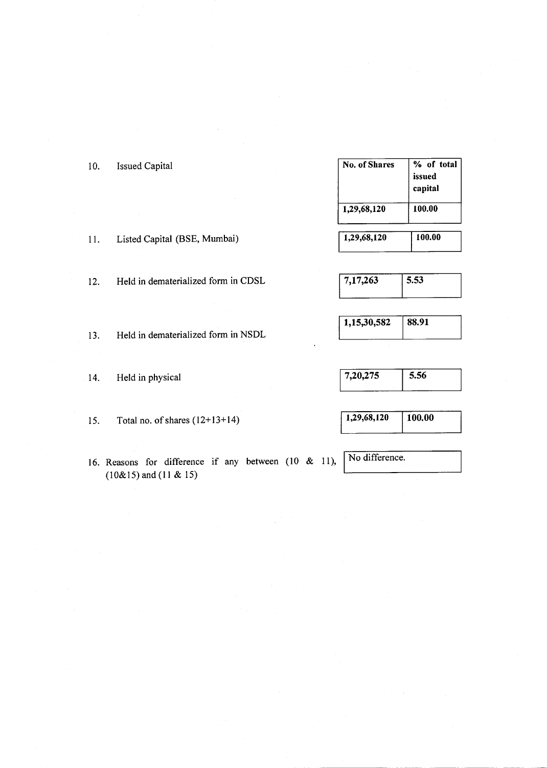| | | No. of Shares | % of total issued capital |
|---|---|---|---|
| 10. | Issued Capital | 1,29,68,120 | 100.00 |
| 11. | Listed Capital (BSE, Mumbai) | 1,29,68,120 | 100.00 |
| 12. | Held in dematerialized form in CDSL | 7,17,263 | 5.53 |
| 13. | Held in dematerialized form in NSDL | 1,15,30,582 | 88.91 |
| 14. | Held in physical | 7,20,275 | 5.56 |
| 15. | Total no. of shares (12+13+14) | 1,29,68,120 | 100.00 |

16. Reasons for difference if any between (10 & 11), (10&15) and (11 & 15): No difference.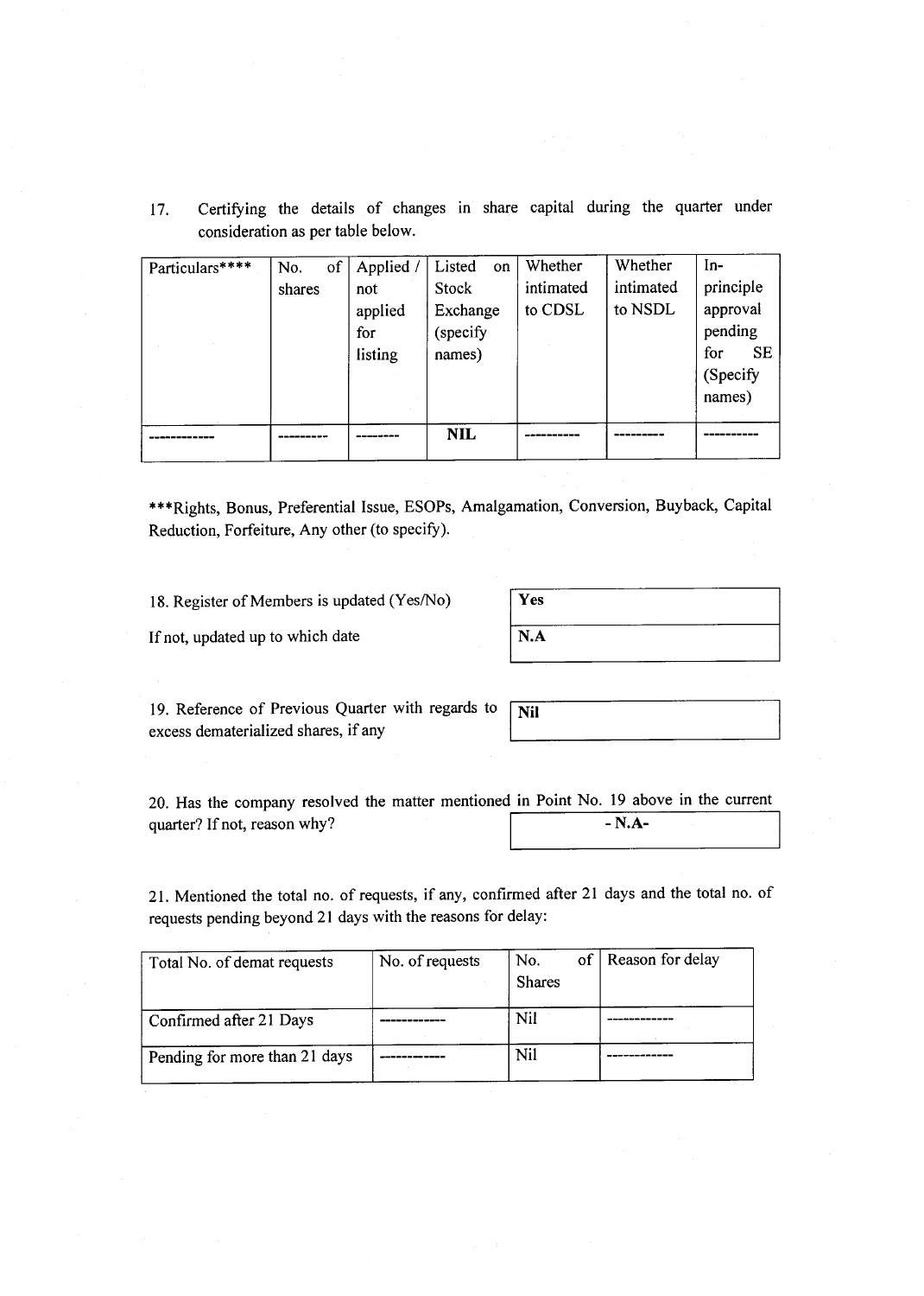17. Certifying the details of changes in share capital during the quarter under consideration as per table below.

| Particulars**** | No. of shares | Applied / not applied for listing | Listed on Stock Exchange (specify names) | Whether intimated to CDSL | Whether intimated to NSDL | In-principle approval pending for SE (Specify names) |
|---|---|---|---|---|---|---|
| ------------ | --------- | -------- | **NIL** | ---------- | --------- | ---------- |

***Rights, Bonus, Preferential Issue, ESOPs, Amalgamation, Conversion, Buyback, Capital Reduction, Forfeiture, Any other (to specify).

| 18. Register of Members is updated (Yes/No) | **Yes** |
|---|---|
| If not, updated up to which date | **N.A** |

| 19. Reference of Previous Quarter with regards to excess dematerialized shares, if any | **Nil** |
|---|---|

| 20. Has the company resolved the matter mentioned in Point No. 19 above in the current quarter? If not, reason why? | **- N.A-** |
|---|---|

21. Mentioned the total no. of requests, if any, confirmed after 21 days and the total no. of requests pending beyond 21 days with the reasons for delay:

| Total No. of demat requests | No. of requests | No. of Shares | Reason for delay |
|---|---|---|---|
| Confirmed after 21 Days | ------------ | Nil | ------------ |
| Pending for more than 21 days | ------------ | Nil | ------------ |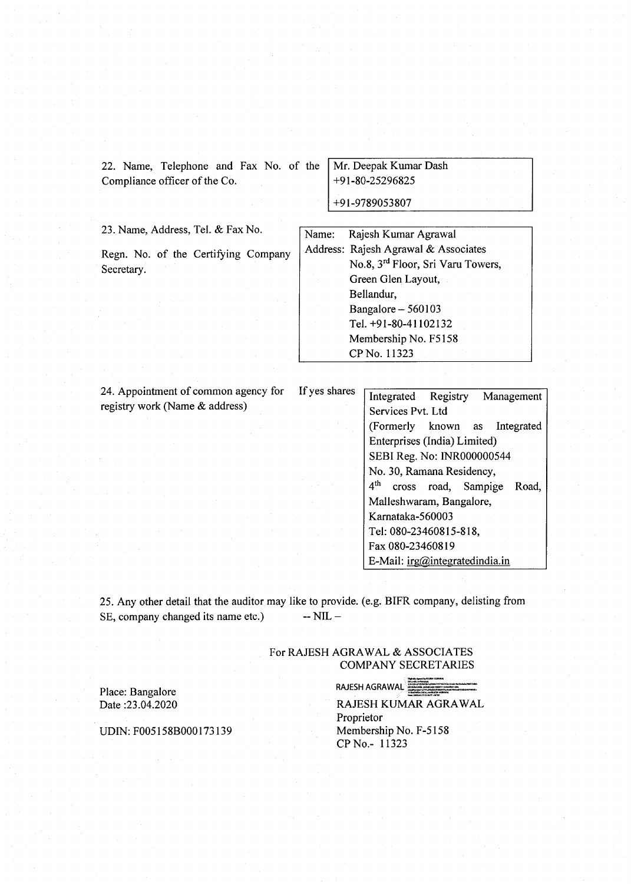| | |
|---|---|
| 22. Name, Telephone and Fax No. of the Compliance officer of the Co. | Mr. Deepak Kumar Dash<br>+91-80-25296825<br>+91-9789053807 |
| 23. Name, Address, Tel. & Fax No.<br><br>Regn. No. of the Certifying Company Secretary. | Name: Rajesh Kumar Agrawal<br>Address: Rajesh Agrawal & Associates<br>No.8, 3rd Floor, Sri Varu Towers,<br>Green Glen Layout,<br>Bellandur,<br>Bangalore – 560103<br>Tel. +91-80-41102132<br>Membership No. F5158<br>CP No. 11323 |
| 24. Appointment of common agency for registry work (Name & address) If yes shares | Integrated Registry Management Services Pvt. Ltd<br>(Formerly known as Integrated Enterprises (India) Limited)<br>SEBI Reg. No: INR000000544<br>No. 30, Ramana Residency,<br>4th cross road, Sampige Road, Malleshwaram, Bangalore,<br>Karnataka-560003<br>Tel: 080-23460815-818,<br>Fax 080-23460819<br>E-Mail: irg@integratedindia.in |

25. Any other detail that the auditor may like to provide. (e.g. BIFR company, delisting from SE, company changed its name etc.) -- NIL –

For RAJESH AGRAWAL & ASSOCIATES
COMPANY SECRETARIES

RAJESH AGRAWAL

RAJESH KUMAR AGRAWAL
Proprietor
Membership No. F-5158
CP No.- 11323

Place: Bangalore
Date :23.04.2020

UDIN: F005158B000173139